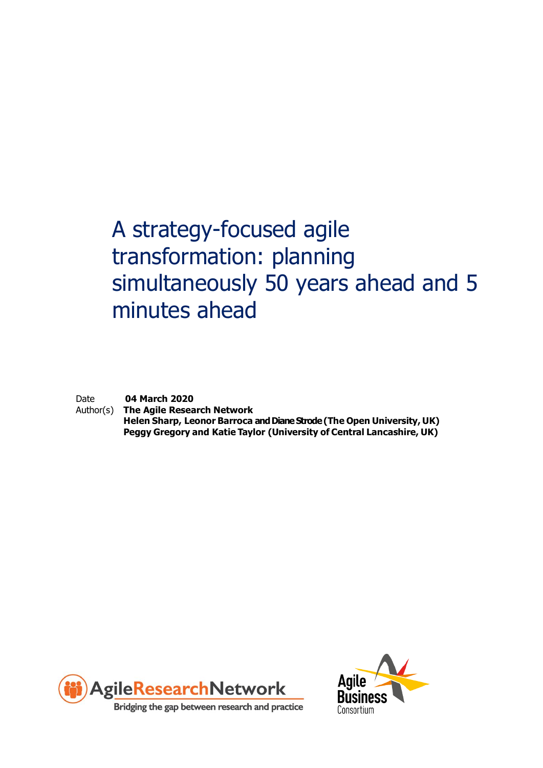# A strategy-focused agile transformation: planning simultaneously 50 years ahead and 5 minutes ahead

Date **04 March 2020**

Author(s) **The Agile Research Network**

**Helen Sharp, Leonor Barroca and Diane Strode (The Open University, UK)**

**Peggy Gregory and Katie Taylor (University of Central Lancashire, UK)**

AgileResearchNetwork

Bridging the gap between research and practice

Agile Business Consortium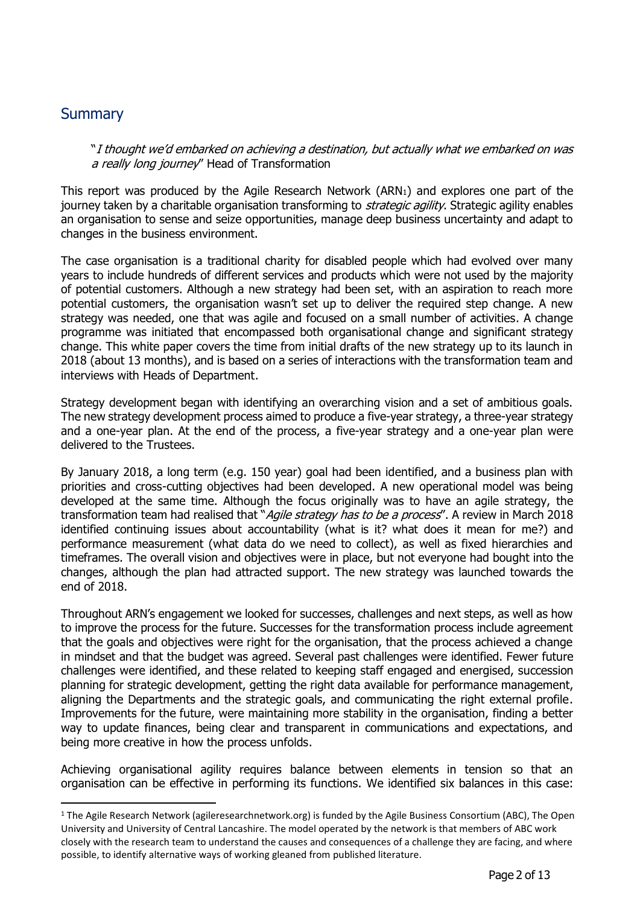## Summary

> "*I thought we'd embarked on achieving a destination, but actually what we embarked on was a really long journey*" Head of Transformation

This report was produced by the Agile Research Network (ARN[1]) and explores one part of the journey taken by a charitable organisation transforming to *strategic agility*. Strategic agility enables an organisation to sense and seize opportunities, manage deep business uncertainty and adapt to changes in the business environment.

The case organisation is a traditional charity for disabled people which had evolved over many years to include hundreds of different services and products which were not used by the majority of potential customers. Although a new strategy had been set, with an aspiration to reach more potential customers, the organisation wasn't set up to deliver the required step change. A new strategy was needed, one that was agile and focused on a small number of activities. A change programme was initiated that encompassed both organisational change and significant strategy change. This white paper covers the time from initial drafts of the new strategy up to its launch in 2018 (about 13 months), and is based on a series of interactions with the transformation team and interviews with Heads of Department.

Strategy development began with identifying an overarching vision and a set of ambitious goals. The new strategy development process aimed to produce a five-year strategy, a three-year strategy and a one-year plan. At the end of the process, a five-year strategy and a one-year plan were delivered to the Trustees.

By January 2018, a long term (e.g. 150 year) goal had been identified, and a business plan with priorities and cross-cutting objectives had been developed. A new operational model was being developed at the same time. Although the focus originally was to have an agile strategy, the transformation team had realised that "*Agile strategy has to be a process*". A review in March 2018 identified continuing issues about accountability (what is it? what does it mean for me?) and performance measurement (what data do we need to collect), as well as fixed hierarchies and timeframes. The overall vision and objectives were in place, but not everyone had bought into the changes, although the plan had attracted support. The new strategy was launched towards the end of 2018.

Throughout ARN's engagement we looked for successes, challenges and next steps, as well as how to improve the process for the future. Successes for the transformation process include agreement that the goals and objectives were right for the organisation, that the process achieved a change in mindset and that the budget was agreed. Several past challenges were identified. Fewer future challenges were identified, and these related to keeping staff engaged and energised, succession planning for strategic development, getting the right data available for performance management, aligning the Departments and the strategic goals, and communicating the right external profile. Improvements for the future, were maintaining more stability in the organisation, finding a better way to update finances, being clear and transparent in communications and expectations, and being more creative in how the process unfolds.

Achieving organisational agility requires balance between elements in tension so that an organisation can be effective in performing its functions. We identified six balances in this case:

---

[1] The Agile Research Network (agileresearchnetwork.org) is funded by the Agile Business Consortium (ABC), The Open University and University of Central Lancashire. The model operated by the network is that members of ABC work closely with the research team to understand the causes and consequences of a challenge they are facing, and where possible, to identify alternative ways of working gleaned from published literature.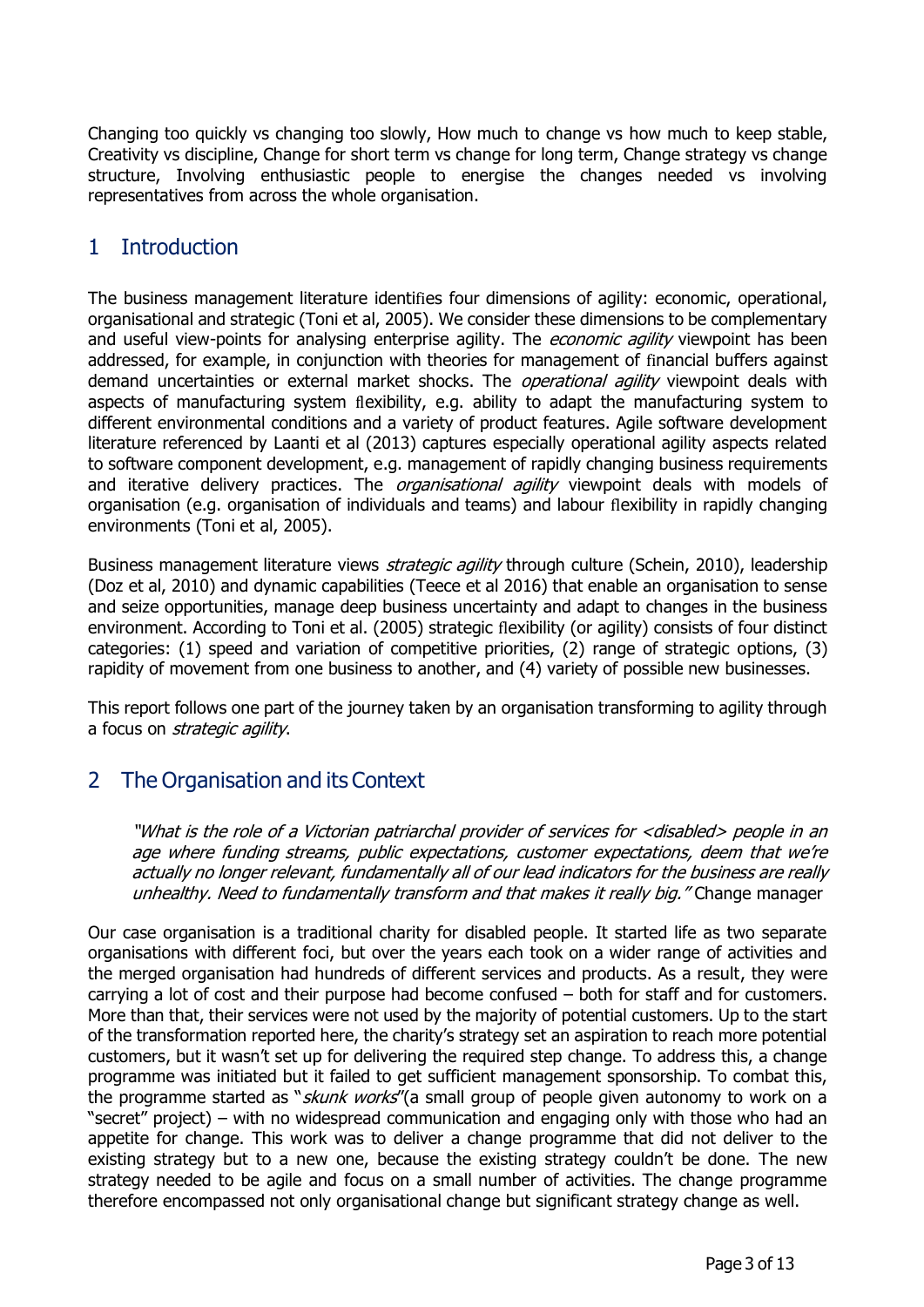Changing too quickly vs changing too slowly, How much to change vs how much to keep stable, Creativity vs discipline, Change for short term vs change for long term, Change strategy vs change structure, Involving enthusiastic people to energise the changes needed vs involving representatives from across the whole organisation.

## 1 Introduction

The business management literature identifies four dimensions of agility: economic, operational, organisational and strategic (Toni et al, 2005). We consider these dimensions to be complementary and useful view-points for analysing enterprise agility. The *economic agility* viewpoint has been addressed, for example, in conjunction with theories for management of financial buffers against demand uncertainties or external market shocks. The *operational agility* viewpoint deals with aspects of manufacturing system flexibility, e.g. ability to adapt the manufacturing system to different environmental conditions and a variety of product features. Agile software development literature referenced by Laanti et al (2013) captures especially operational agility aspects related to software component development, e.g. management of rapidly changing business requirements and iterative delivery practices. The *organisational agility* viewpoint deals with models of organisation (e.g. organisation of individuals and teams) and labour flexibility in rapidly changing environments (Toni et al, 2005).

Business management literature views *strategic agility* through culture (Schein, 2010), leadership (Doz et al, 2010) and dynamic capabilities (Teece et al 2016) that enable an organisation to sense and seize opportunities, manage deep business uncertainty and adapt to changes in the business environment. According to Toni et al. (2005) strategic flexibility (or agility) consists of four distinct categories: (1) speed and variation of competitive priorities, (2) range of strategic options, (3) rapidity of movement from one business to another, and (4) variety of possible new businesses.

This report follows one part of the journey taken by an organisation transforming to agility through a focus on *strategic agility*.

## 2 The Organisation and its Context

> *"What is the role of a Victorian patriarchal provider of services for <disabled> people in an age where funding streams, public expectations, customer expectations, deem that we're actually no longer relevant, fundamentally all of our lead indicators for the business are really unhealthy. Need to fundamentally transform and that makes it really big."* Change manager

Our case organisation is a traditional charity for disabled people. It started life as two separate organisations with different foci, but over the years each took on a wider range of activities and the merged organisation had hundreds of different services and products. As a result, they were carrying a lot of cost and their purpose had become confused – both for staff and for customers. More than that, their services were not used by the majority of potential customers. Up to the start of the transformation reported here, the charity's strategy set an aspiration to reach more potential customers, but it wasn't set up for delivering the required step change. To address this, a change programme was initiated but it failed to get sufficient management sponsorship. To combat this, the programme started as "*skunk works*"(a small group of people given autonomy to work on a "secret" project) – with no widespread communication and engaging only with those who had an appetite for change. This work was to deliver a change programme that did not deliver to the existing strategy but to a new one, because the existing strategy couldn't be done. The new strategy needed to be agile and focus on a small number of activities. The change programme therefore encompassed not only organisational change but significant strategy change as well.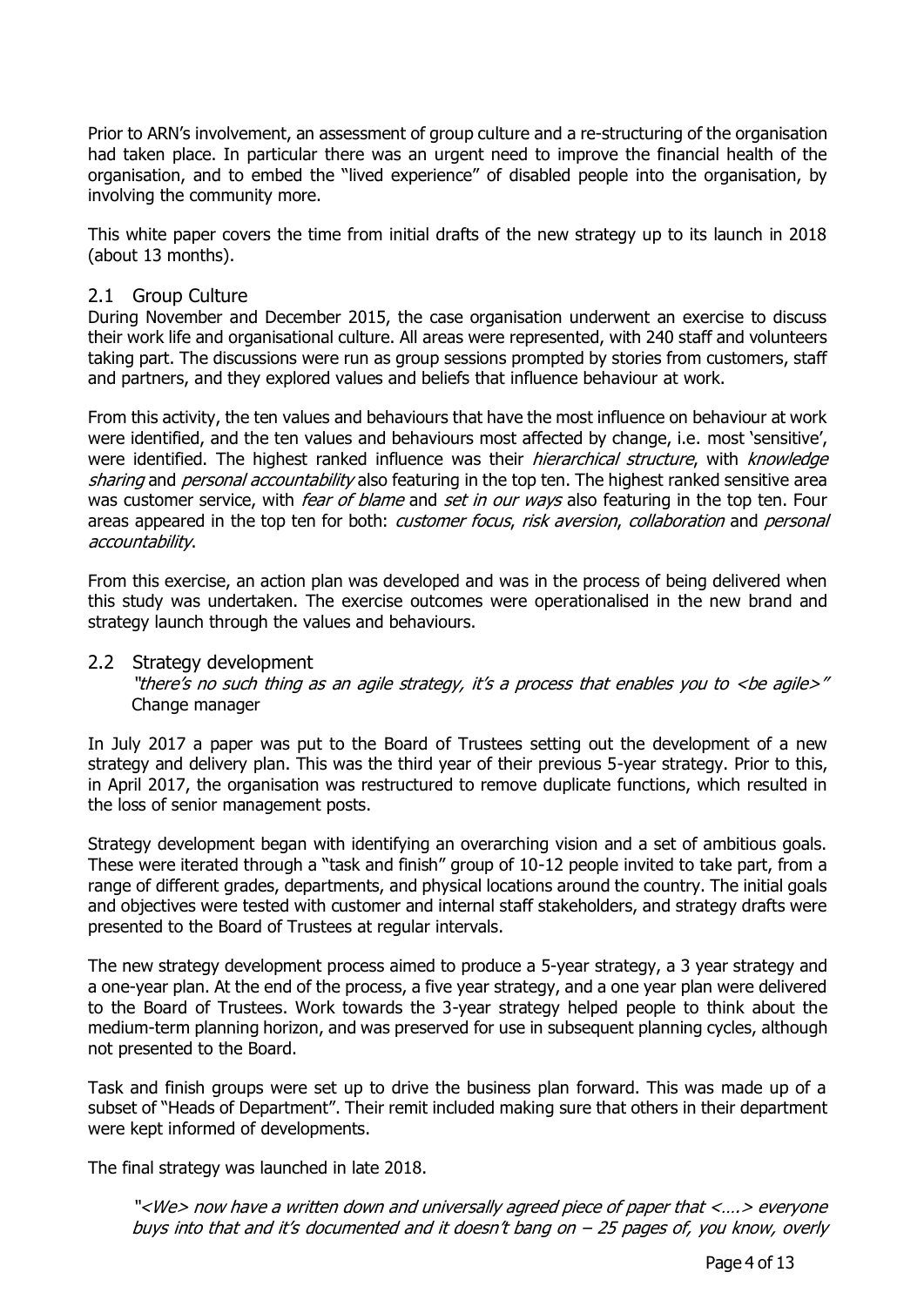Prior to ARN's involvement, an assessment of group culture and a re-structuring of the organisation had taken place. In particular there was an urgent need to improve the financial health of the organisation, and to embed the "lived experience" of disabled people into the organisation, by involving the community more.

This white paper covers the time from initial drafts of the new strategy up to its launch in 2018 (about 13 months).

## 2.1 Group Culture

During November and December 2015, the case organisation underwent an exercise to discuss their work life and organisational culture. All areas were represented, with 240 staff and volunteers taking part. The discussions were run as group sessions prompted by stories from customers, staff and partners, and they explored values and beliefs that influence behaviour at work.

From this activity, the ten values and behaviours that have the most influence on behaviour at work were identified, and the ten values and behaviours most affected by change, i.e. most 'sensitive', were identified. The highest ranked influence was their *hierarchical structure*, with *knowledge sharing* and *personal accountability* also featuring in the top ten. The highest ranked sensitive area was customer service, with *fear of blame* and *set in our ways* also featuring in the top ten. Four areas appeared in the top ten for both: *customer focus*, *risk aversion*, *collaboration* and *personal accountability*.

From this exercise, an action plan was developed and was in the process of being delivered when this study was undertaken. The exercise outcomes were operationalised in the new brand and strategy launch through the values and behaviours.

## 2.2 Strategy development

> *"there's no such thing as an agile strategy, it's a process that enables you to <be agile>"*
> Change manager

In July 2017 a paper was put to the Board of Trustees setting out the development of a new strategy and delivery plan. This was the third year of their previous 5-year strategy. Prior to this, in April 2017, the organisation was restructured to remove duplicate functions, which resulted in the loss of senior management posts.

Strategy development began with identifying an overarching vision and a set of ambitious goals. These were iterated through a "task and finish" group of 10-12 people invited to take part, from a range of different grades, departments, and physical locations around the country. The initial goals and objectives were tested with customer and internal staff stakeholders, and strategy drafts were presented to the Board of Trustees at regular intervals.

The new strategy development process aimed to produce a 5-year strategy, a 3 year strategy and a one-year plan. At the end of the process, a five year strategy, and a one year plan were delivered to the Board of Trustees. Work towards the 3-year strategy helped people to think about the medium-term planning horizon, and was preserved for use in subsequent planning cycles, although not presented to the Board.

Task and finish groups were set up to drive the business plan forward. This was made up of a subset of "Heads of Department". Their remit included making sure that others in their department were kept informed of developments.

The final strategy was launched in late 2018.

> *"<We> now have a written down and universally agreed piece of paper that <....> everyone buys into that and it's documented and it doesn't bang on – 25 pages of, you know, overly*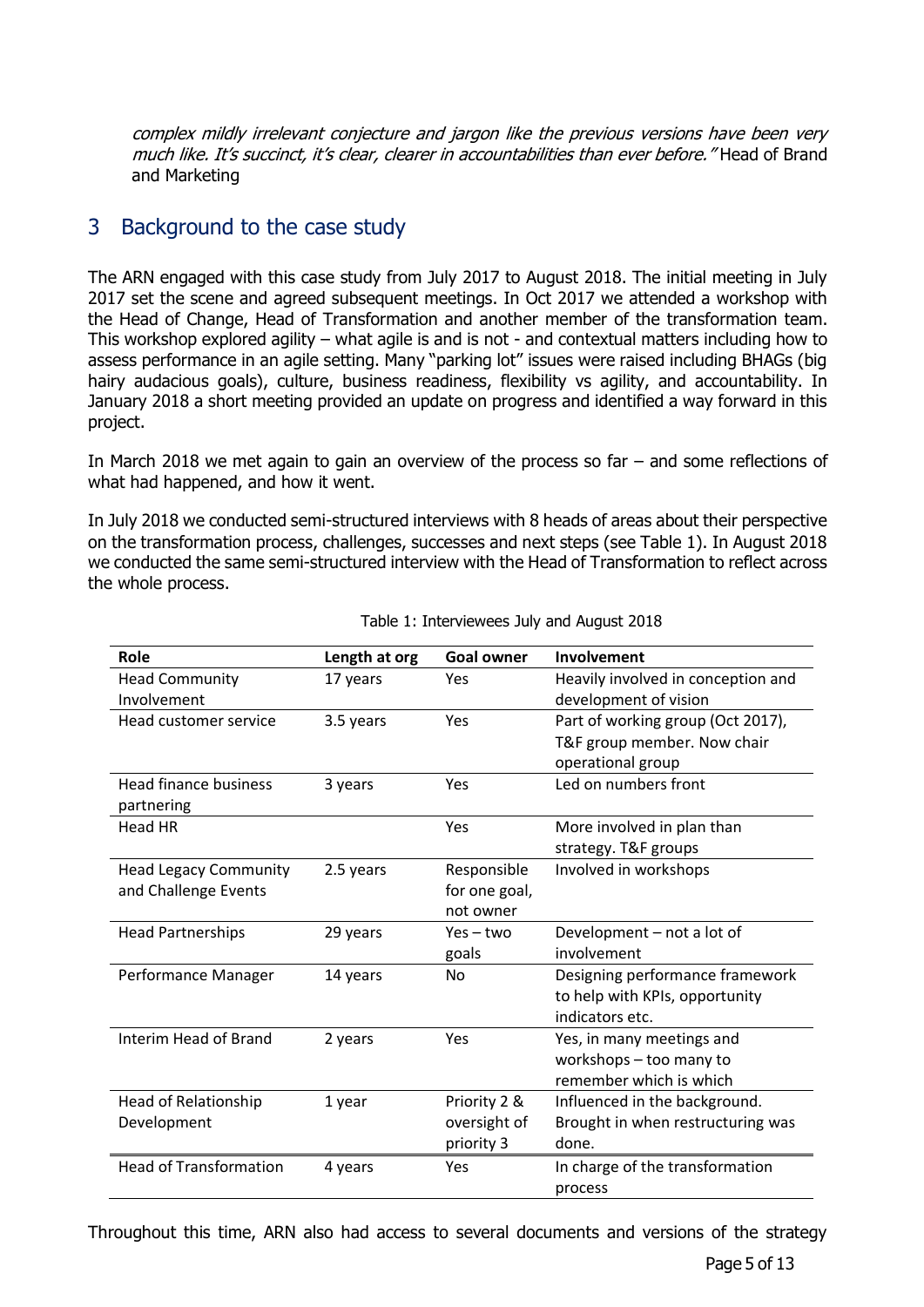*complex mildly irrelevant conjecture and jargon like the previous versions have been very much like. It's succinct, it's clear, clearer in accountabilities than ever before."* Head of Brand and Marketing

## 3 Background to the case study

The ARN engaged with this case study from July 2017 to August 2018. The initial meeting in July 2017 set the scene and agreed subsequent meetings. In Oct 2017 we attended a workshop with the Head of Change, Head of Transformation and another member of the transformation team. This workshop explored agility – what agile is and is not - and contextual matters including how to assess performance in an agile setting. Many "parking lot" issues were raised including BHAGs (big hairy audacious goals), culture, business readiness, flexibility vs agility, and accountability. In January 2018 a short meeting provided an update on progress and identified a way forward in this project.

In March 2018 we met again to gain an overview of the process so far – and some reflections of what had happened, and how it went.

In July 2018 we conducted semi-structured interviews with 8 heads of areas about their perspective on the transformation process, challenges, successes and next steps (see Table 1). In August 2018 we conducted the same semi-structured interview with the Head of Transformation to reflect across the whole process.

Table 1: Interviewees July and August 2018

| Role | Length at org | Goal owner | Involvement |
|---|---|---|---|
| Head Community Involvement | 17 years | Yes | Heavily involved in conception and development of vision |
| Head customer service | 3.5 years | Yes | Part of working group (Oct 2017), T&F group member. Now chair operational group |
| Head finance business partnering | 3 years | Yes | Led on numbers front |
| Head HR | | Yes | More involved in plan than strategy. T&F groups |
| Head Legacy Community and Challenge Events | 2.5 years | Responsible for one goal, not owner | Involved in workshops |
| Head Partnerships | 29 years | Yes – two goals | Development – not a lot of involvement |
| Performance Manager | 14 years | No | Designing performance framework to help with KPIs, opportunity indicators etc. |
| Interim Head of Brand | 2 years | Yes | Yes, in many meetings and workshops – too many to remember which is which |
| Head of Relationship Development | 1 year | Priority 2 & oversight of priority 3 | Influenced in the background. Brought in when restructuring was done. |
| Head of Transformation | 4 years | Yes | In charge of the transformation process |

Throughout this time, ARN also had access to several documents and versions of the strategy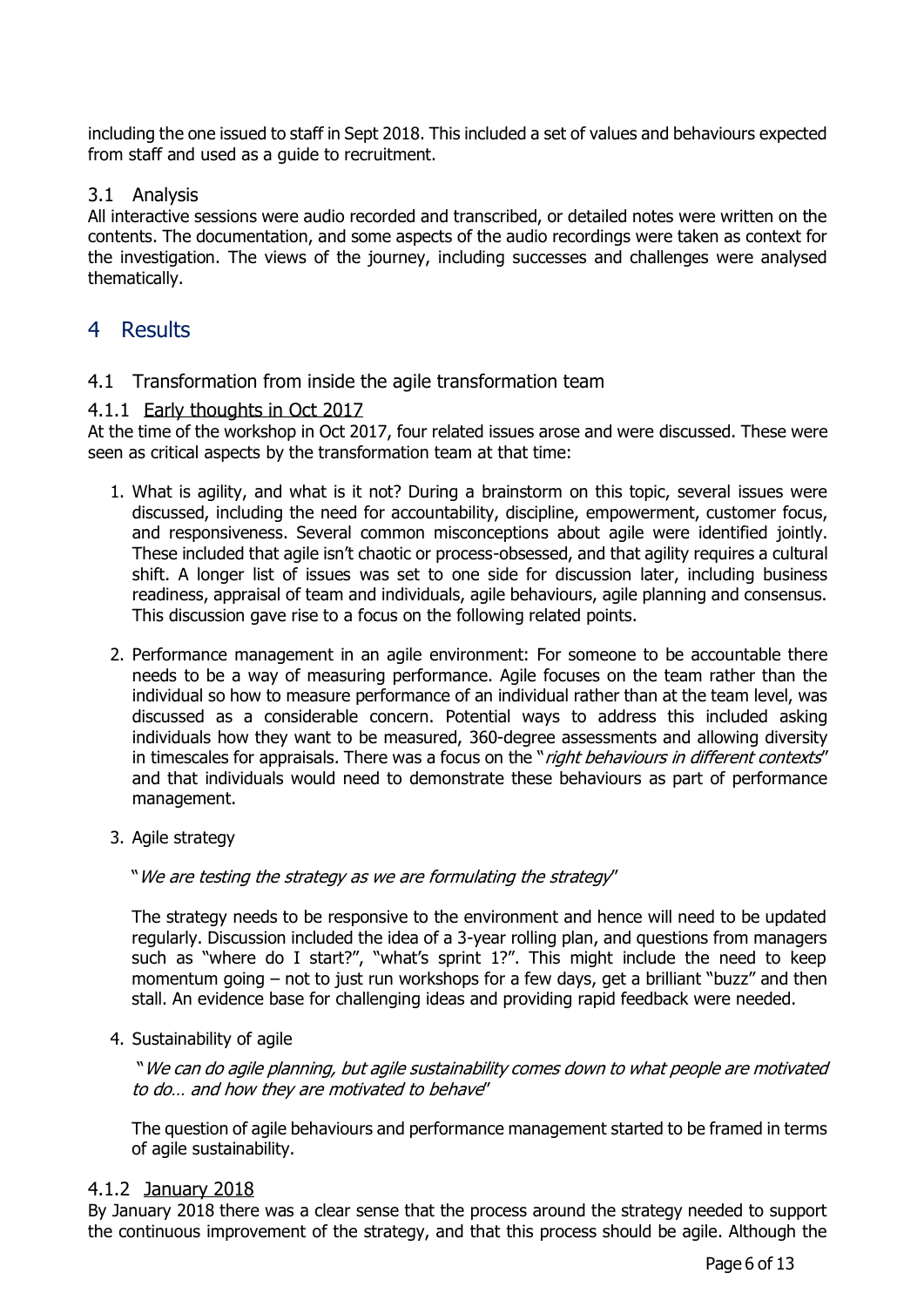including the one issued to staff in Sept 2018. This included a set of values and behaviours expected from staff and used as a guide to recruitment.

### 3.1 Analysis

All interactive sessions were audio recorded and transcribed, or detailed notes were written on the contents. The documentation, and some aspects of the audio recordings were taken as context for the investigation. The views of the journey, including successes and challenges were analysed thematically.

## 4 Results

### 4.1 Transformation from inside the agile transformation team

#### 4.1.1 Early thoughts in Oct 2017

At the time of the workshop in Oct 2017, four related issues arose and were discussed. These were seen as critical aspects by the transformation team at that time:

1. What is agility, and what is it not? During a brainstorm on this topic, several issues were discussed, including the need for accountability, discipline, empowerment, customer focus, and responsiveness. Several common misconceptions about agile were identified jointly. These included that agile isn't chaotic or process-obsessed, and that agility requires a cultural shift. A longer list of issues was set to one side for discussion later, including business readiness, appraisal of team and individuals, agile behaviours, agile planning and consensus. This discussion gave rise to a focus on the following related points.

2. Performance management in an agile environment: For someone to be accountable there needs to be a way of measuring performance. Agile focuses on the team rather than the individual so how to measure performance of an individual rather than at the team level, was discussed as a considerable concern. Potential ways to address this included asking individuals how they want to be measured, 360-degree assessments and allowing diversity in timescales for appraisals. There was a focus on the "*right behaviours in different contexts*" and that individuals would need to demonstrate these behaviours as part of performance management.

3. Agile strategy

   "*We are testing the strategy as we are formulating the strategy*"

   The strategy needs to be responsive to the environment and hence will need to be updated regularly. Discussion included the idea of a 3-year rolling plan, and questions from managers such as "where do I start?", "what's sprint 1?". This might include the need to keep momentum going – not to just run workshops for a few days, get a brilliant "buzz" and then stall. An evidence base for challenging ideas and providing rapid feedback were needed.

4. Sustainability of agile

   "*We can do agile planning, but agile sustainability comes down to what people are motivated to do… and how they are motivated to behave*"

   The question of agile behaviours and performance management started to be framed in terms of agile sustainability.

#### 4.1.2 January 2018

By January 2018 there was a clear sense that the process around the strategy needed to support the continuous improvement of the strategy, and that this process should be agile. Although the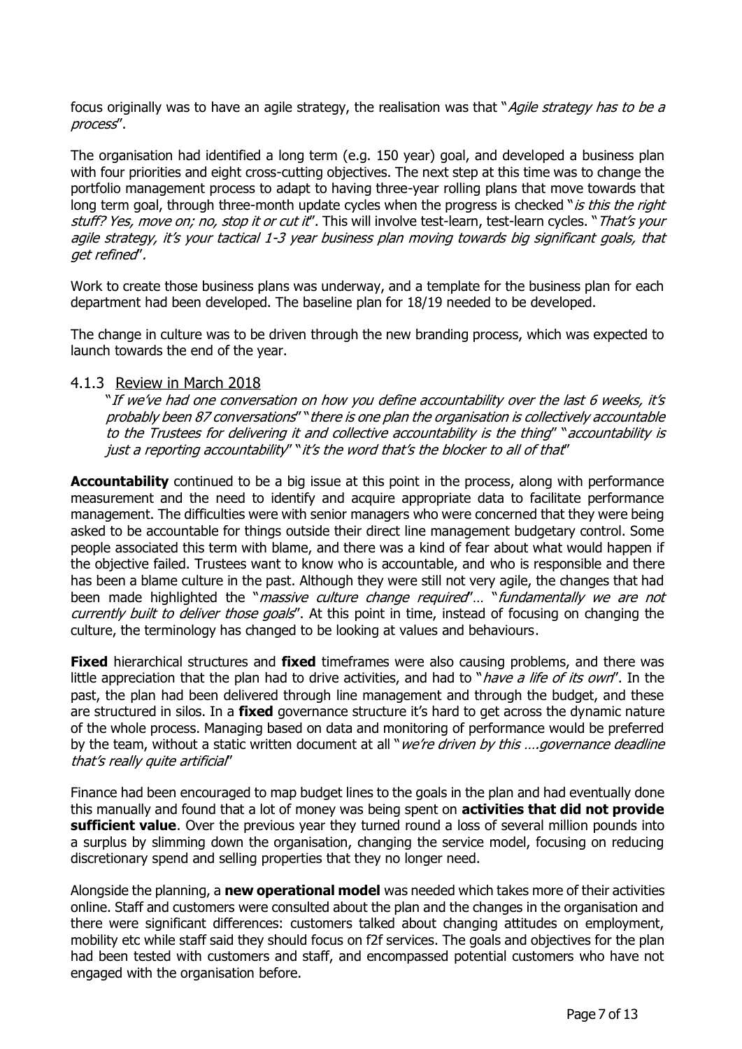focus originally was to have an agile strategy, the realisation was that "*Agile strategy has to be a process*".

The organisation had identified a long term (e.g. 150 year) goal, and developed a business plan with four priorities and eight cross-cutting objectives. The next step at this time was to change the portfolio management process to adapt to having three-year rolling plans that move towards that long term goal, through three-month update cycles when the progress is checked "*is this the right stuff? Yes, move on; no, stop it or cut it*". This will involve test-learn, test-learn cycles. "*That's your agile strategy, it's your tactical 1-3 year business plan moving towards big significant goals, that get refined*".

Work to create those business plans was underway, and a template for the business plan for each department had been developed. The baseline plan for 18/19 needed to be developed.

The change in culture was to be driven through the new branding process, which was expected to launch towards the end of the year.

### 4.1.3 Review in March 2018

> "*If we've had one conversation on how you define accountability over the last 6 weeks, it's probably been 87 conversations*" "*there is one plan the organisation is collectively accountable to the Trustees for delivering it and collective accountability is the thing*" "*accountability is just a reporting accountability*" "*it's the word that's the blocker to all of that*"

**Accountability** continued to be a big issue at this point in the process, along with performance measurement and the need to identify and acquire appropriate data to facilitate performance management. The difficulties were with senior managers who were concerned that they were being asked to be accountable for things outside their direct line management budgetary control. Some people associated this term with blame, and there was a kind of fear about what would happen if the objective failed. Trustees want to know who is accountable, and who is responsible and there has been a blame culture in the past. Although they were still not very agile, the changes that had been made highlighted the "*massive culture change required*"… "*fundamentally we are not currently built to deliver those goals*". At this point in time, instead of focusing on changing the culture, the terminology has changed to be looking at values and behaviours.

**Fixed** hierarchical structures and **fixed** timeframes were also causing problems, and there was little appreciation that the plan had to drive activities, and had to "*have a life of its own*". In the past, the plan had been delivered through line management and through the budget, and these are structured in silos. In a **fixed** governance structure it's hard to get across the dynamic nature of the whole process. Managing based on data and monitoring of performance would be preferred by the team, without a static written document at all "*we're driven by this ….governance deadline that's really quite artificial*"

Finance had been encouraged to map budget lines to the goals in the plan and had eventually done this manually and found that a lot of money was being spent on **activities that did not provide sufficient value**. Over the previous year they turned round a loss of several million pounds into a surplus by slimming down the organisation, changing the service model, focusing on reducing discretionary spend and selling properties that they no longer need.

Alongside the planning, a **new operational model** was needed which takes more of their activities online. Staff and customers were consulted about the plan and the changes in the organisation and there were significant differences: customers talked about changing attitudes on employment, mobility etc while staff said they should focus on f2f services. The goals and objectives for the plan had been tested with customers and staff, and encompassed potential customers who have not engaged with the organisation before.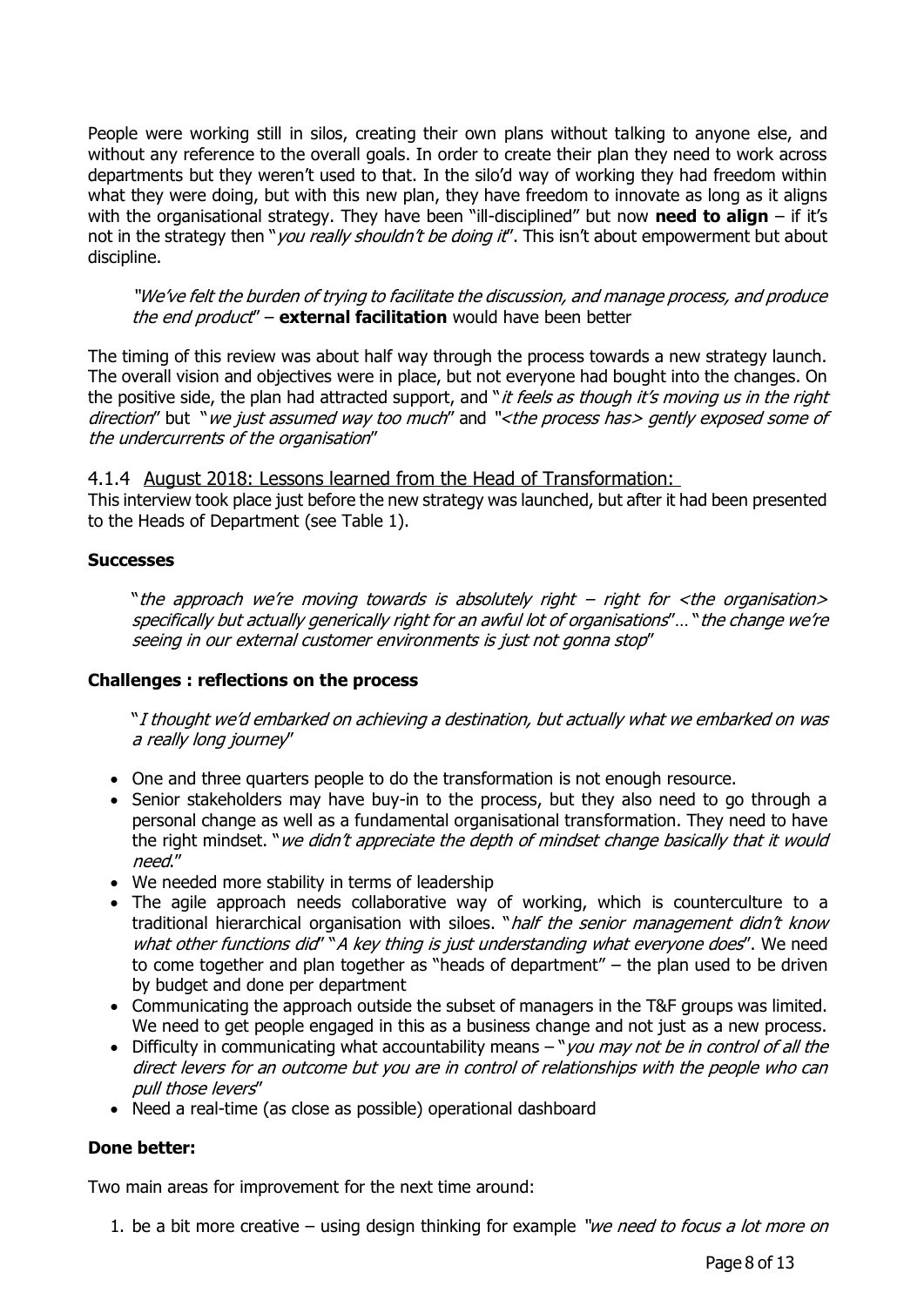People were working still in silos, creating their own plans without talking to anyone else, and without any reference to the overall goals. In order to create their plan they need to work across departments but they weren't used to that. In the silo'd way of working they had freedom within what they were doing, but with this new plan, they have freedom to innovate as long as it aligns with the organisational strategy. They have been "ill-disciplined" but now **need to align** – if it's not in the strategy then "*you really shouldn't be doing it*". This isn't about empowerment but about discipline.

> "*We've felt the burden of trying to facilitate the discussion, and manage process, and produce the end product*" – **external facilitation** would have been better

The timing of this review was about half way through the process towards a new strategy launch. The overall vision and objectives were in place, but not everyone had bought into the changes. On the positive side, the plan had attracted support, and "*it feels as though it's moving us in the right direction*" but "*we just assumed way too much*" and "*<the process has> gently exposed some of the undercurrents of the organisation*"

### 4.1.4 August 2018: Lessons learned from the Head of Transformation:

This interview took place just before the new strategy was launched, but after it had been presented to the Heads of Department (see Table 1).

**Successes**

> "*the approach we're moving towards is absolutely right – right for <the organisation> specifically but actually generically right for an awful lot of organisations*"… "*the change we're seeing in our external customer environments is just not gonna stop*"

**Challenges : reflections on the process**

> "*I thought we'd embarked on achieving a destination, but actually what we embarked on was a really long journey*"

- One and three quarters people to do the transformation is not enough resource.
- Senior stakeholders may have buy-in to the process, but they also need to go through a personal change as well as a fundamental organisational transformation. They need to have the right mindset. "*we didn't appreciate the depth of mindset change basically that it would need*."
- We needed more stability in terms of leadership
- The agile approach needs collaborative way of working, which is counterculture to a traditional hierarchical organisation with siloes. "*half the senior management didn't know what other functions did*" "*A key thing is just understanding what everyone does*". We need to come together and plan together as "heads of department" – the plan used to be driven by budget and done per department
- Communicating the approach outside the subset of managers in the T&F groups was limited. We need to get people engaged in this as a business change and not just as a new process.
- Difficulty in communicating what accountability means – "*you may not be in control of all the direct levers for an outcome but you are in control of relationships with the people who can pull those levers*"
- Need a real-time (as close as possible) operational dashboard

**Done better:**

Two main areas for improvement for the next time around:

1. be a bit more creative – using design thinking for example "*we need to focus a lot more on*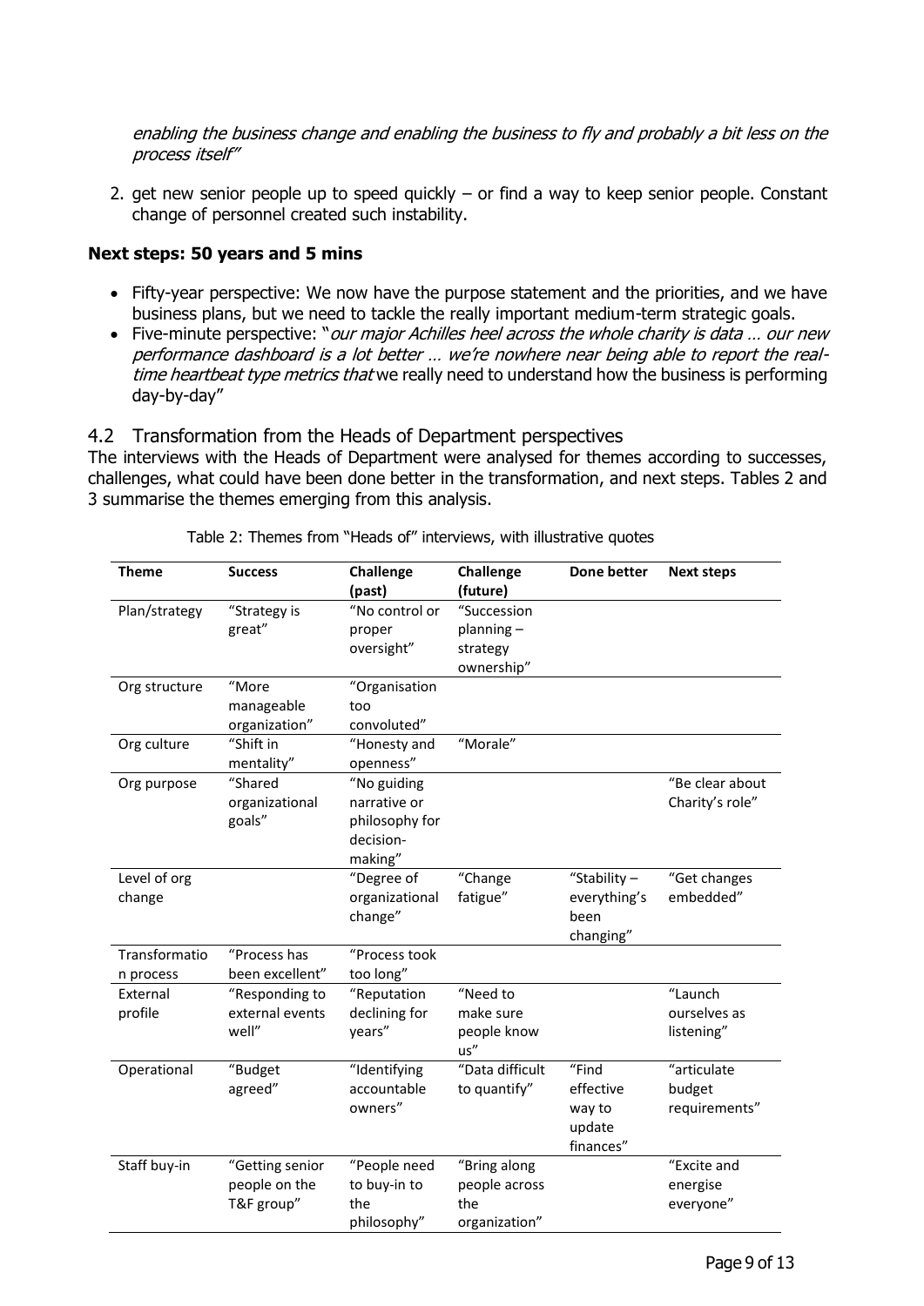*enabling the business change and enabling the business to fly and probably a bit less on the process itself"*

2. get new senior people up to speed quickly – or find a way to keep senior people. Constant change of personnel created such instability.

**Next steps: 50 years and 5 mins**

- Fifty-year perspective: We now have the purpose statement and the priorities, and we have business plans, but we need to tackle the really important medium-term strategic goals.
- Five-minute perspective: "*our major Achilles heel across the whole charity is data … our new performance dashboard is a lot better … we're nowhere near being able to report the real-time heartbeat type metrics that* we really need to understand how the business is performing day-by-day"

## 4.2 Transformation from the Heads of Department perspectives

The interviews with the Heads of Department were analysed for themes according to successes, challenges, what could have been done better in the transformation, and next steps. Tables 2 and 3 summarise the themes emerging from this analysis.

Table 2: Themes from "Heads of" interviews, with illustrative quotes

| Theme | Success | Challenge (past) | Challenge (future) | Done better | Next steps |
|---|---|---|---|---|---|
| Plan/strategy | "Strategy is great" | "No control or proper oversight" | "Succession planning – strategy ownership" | | |
| Org structure | "More manageable organization" | "Organisation too convoluted" | | | |
| Org culture | "Shift in mentality" | "Honesty and openness" | "Morale" | | |
| Org purpose | "Shared organizational goals" | "No guiding narrative or philosophy for decision-making" | | | "Be clear about Charity's role" |
| Level of org change | | "Degree of organizational change" | "Change fatigue" | "Stability – everything's been changing" | "Get changes embedded" |
| Transformation process | "Process has been excellent" | "Process took too long" | | | |
| External profile | "Responding to external events well" | "Reputation declining for years" | "Need to make sure people know us" | | "Launch ourselves as listening" |
| Operational | "Budget agreed" | "Identifying accountable owners" | "Data difficult to quantify" | "Find effective way to update finances" | "articulate budget requirements" |
| Staff buy-in | "Getting senior people on the T&F group" | "People need to buy-in to the philosophy" | "Bring along people across the organization" | | "Excite and energise everyone" |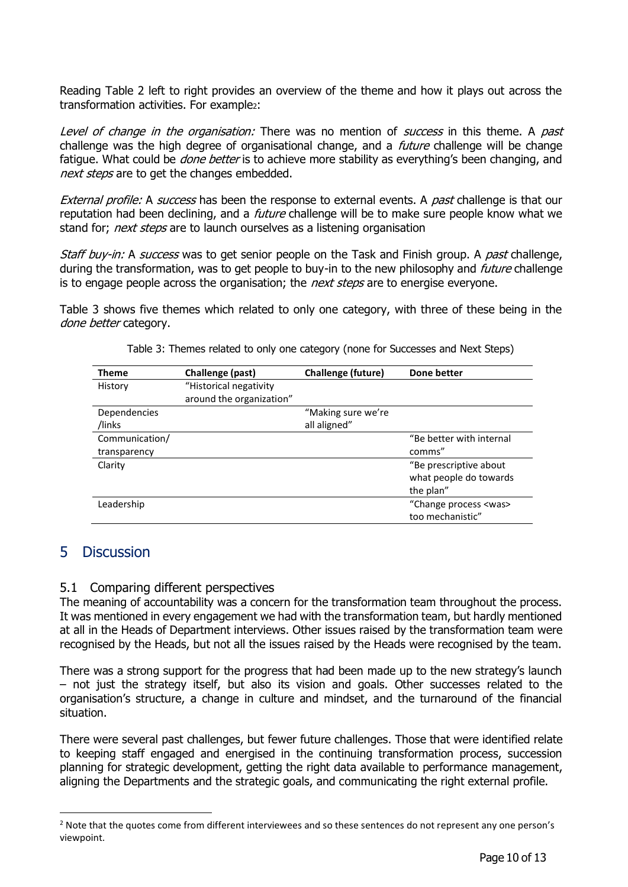Reading Table 2 left to right provides an overview of the theme and how it plays out across the transformation activities. For example[2]:

*Level of change in the organisation:* There was no mention of *success* in this theme. A *past* challenge was the high degree of organisational change, and a *future* challenge will be change fatigue. What could be *done better* is to achieve more stability as everything's been changing, and *next steps* are to get the changes embedded.

*External profile:* A *success* has been the response to external events. A *past* challenge is that our reputation had been declining, and a *future* challenge will be to make sure people know what we stand for; *next steps* are to launch ourselves as a listening organisation

*Staff buy-in:* A *success* was to get senior people on the Task and Finish group. A *past* challenge, during the transformation, was to get people to buy-in to the new philosophy and *future* challenge is to engage people across the organisation; the *next steps* are to energise everyone.

Table 3 shows five themes which related to only one category, with three of these being in the *done better* category.

Table 3: Themes related to only one category (none for Successes and Next Steps)

| Theme | Challenge (past) | Challenge (future) | Done better |
|---|---|---|---|
| History | "Historical negativity around the organization" | | |
| Dependencies /links | | "Making sure we're all aligned" | |
| Communication/ transparency | | | "Be better with internal comms" |
| Clarity | | | "Be prescriptive about what people do towards the plan" |
| Leadership | | | "Change process <was> too mechanistic" |

# 5 Discussion

## 5.1 Comparing different perspectives

The meaning of accountability was a concern for the transformation team throughout the process. It was mentioned in every engagement we had with the transformation team, but hardly mentioned at all in the Heads of Department interviews. Other issues raised by the transformation team were recognised by the Heads, but not all the issues raised by the Heads were recognised by the team.

There was a strong support for the progress that had been made up to the new strategy's launch – not just the strategy itself, but also its vision and goals. Other successes related to the organisation's structure, a change in culture and mindset, and the turnaround of the financial situation.

There were several past challenges, but fewer future challenges. Those that were identified relate to keeping staff engaged and energised in the continuing transformation process, succession planning for strategic development, getting the right data available to performance management, aligning the Departments and the strategic goals, and communicating the right external profile.

[2] Note that the quotes come from different interviewees and so these sentences do not represent any one person's viewpoint.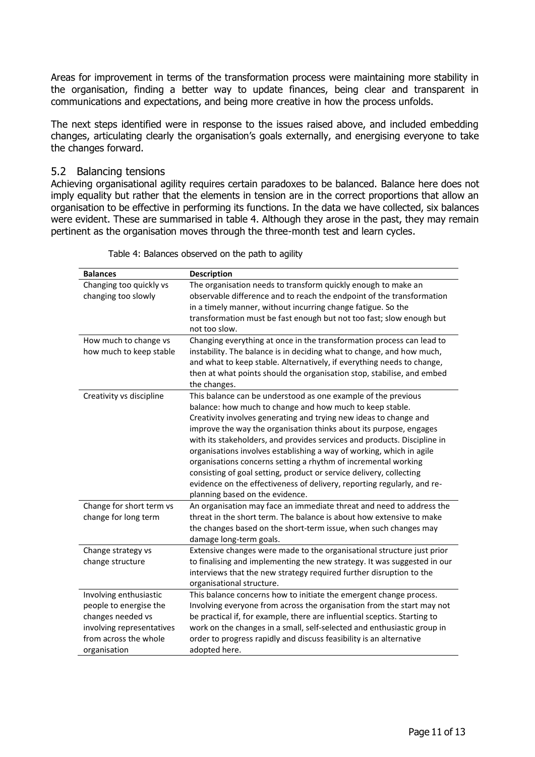Areas for improvement in terms of the transformation process were maintaining more stability in the organisation, finding a better way to update finances, being clear and transparent in communications and expectations, and being more creative in how the process unfolds.

The next steps identified were in response to the issues raised above, and included embedding changes, articulating clearly the organisation's goals externally, and energising everyone to take the changes forward.

## 5.2 Balancing tensions

Achieving organisational agility requires certain paradoxes to be balanced. Balance here does not imply equality but rather that the elements in tension are in the correct proportions that allow an organisation to be effective in performing its functions. In the data we have collected, six balances were evident. These are summarised in table 4. Although they arose in the past, they may remain pertinent as the organisation moves through the three-month test and learn cycles.

Table 4: Balances observed on the path to agility

| Balances | Description |
|---|---|
| Changing too quickly vs changing too slowly | The organisation needs to transform quickly enough to make an observable difference and to reach the endpoint of the transformation in a timely manner, without incurring change fatigue. So the transformation must be fast enough but not too fast; slow enough but not too slow. |
| How much to change vs how much to keep stable | Changing everything at once in the transformation process can lead to instability. The balance is in deciding what to change, and how much, and what to keep stable. Alternatively, if everything needs to change, then at what points should the organisation stop, stabilise, and embed the changes. |
| Creativity vs discipline | This balance can be understood as one example of the previous balance: how much to change and how much to keep stable. Creativity involves generating and trying new ideas to change and improve the way the organisation thinks about its purpose, engages with its stakeholders, and provides services and products. Discipline in organisations involves establishing a way of working, which in agile organisations concerns setting a rhythm of incremental working consisting of goal setting, product or service delivery, collecting evidence on the effectiveness of delivery, reporting regularly, and re-planning based on the evidence. |
| Change for short term vs change for long term | An organisation may face an immediate threat and need to address the threat in the short term. The balance is about how extensive to make the changes based on the short-term issue, when such changes may damage long-term goals. |
| Change strategy vs change structure | Extensive changes were made to the organisational structure just prior to finalising and implementing the new strategy. It was suggested in our interviews that the new strategy required further disruption to the organisational structure. |
| Involving enthusiastic people to energise the changes needed vs involving representatives from across the whole organisation | This balance concerns how to initiate the emergent change process. Involving everyone from across the organisation from the start may not be practical if, for example, there are influential sceptics. Starting to work on the changes in a small, self-selected and enthusiastic group in order to progress rapidly and discuss feasibility is an alternative adopted here. |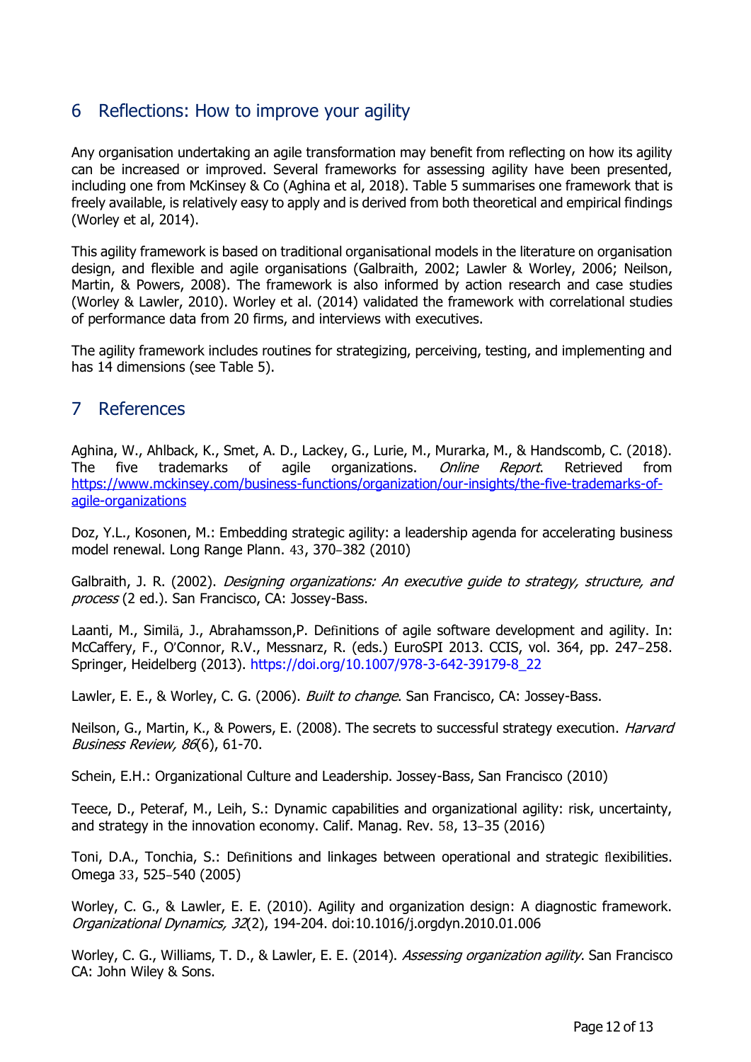## 6 Reflections: How to improve your agility

Any organisation undertaking an agile transformation may benefit from reflecting on how its agility can be increased or improved. Several frameworks for assessing agility have been presented, including one from McKinsey & Co (Aghina et al, 2018). Table 5 summarises one framework that is freely available, is relatively easy to apply and is derived from both theoretical and empirical findings (Worley et al, 2014).

This agility framework is based on traditional organisational models in the literature on organisation design, and flexible and agile organisations (Galbraith, 2002; Lawler & Worley, 2006; Neilson, Martin, & Powers, 2008). The framework is also informed by action research and case studies (Worley & Lawler, 2010). Worley et al. (2014) validated the framework with correlational studies of performance data from 20 firms, and interviews with executives.

The agility framework includes routines for strategizing, perceiving, testing, and implementing and has 14 dimensions (see Table 5).

## 7 References

Aghina, W., Ahlback, K., Smet, A. D., Lackey, G., Lurie, M., Murarka, M., & Handscomb, C. (2018). The five trademarks of agile organizations. *Online Report*. Retrieved from https://www.mckinsey.com/business-functions/organization/our-insights/the-five-trademarks-of-agile-organizations

Doz, Y.L., Kosonen, M.: Embedding strategic agility: a leadership agenda for accelerating business model renewal. Long Range Plann. 43, 370–382 (2010)

Galbraith, J. R. (2002). *Designing organizations: An executive guide to strategy, structure, and process* (2 ed.). San Francisco, CA: Jossey-Bass.

Laanti, M., Similä, J., Abrahamsson,P. Definitions of agile software development and agility. In: McCaffery, F., O'Connor, R.V., Messnarz, R. (eds.) EuroSPI 2013. CCIS, vol. 364, pp. 247–258. Springer, Heidelberg (2013). https://doi.org/10.1007/978-3-642-39179-8_22

Lawler, E. E., & Worley, C. G. (2006). *Built to change*. San Francisco, CA: Jossey-Bass.

Neilson, G., Martin, K., & Powers, E. (2008). The secrets to successful strategy execution. *Harvard Business Review, 86*(6), 61-70.

Schein, E.H.: Organizational Culture and Leadership. Jossey-Bass, San Francisco (2010)

Teece, D., Peteraf, M., Leih, S.: Dynamic capabilities and organizational agility: risk, uncertainty, and strategy in the innovation economy. Calif. Manag. Rev. 58, 13–35 (2016)

Toni, D.A., Tonchia, S.: Definitions and linkages between operational and strategic flexibilities. Omega 33, 525–540 (2005)

Worley, C. G., & Lawler, E. E. (2010). Agility and organization design: A diagnostic framework. *Organizational Dynamics, 32*(2), 194-204. doi:10.1016/j.orgdyn.2010.01.006

Worley, C. G., Williams, T. D., & Lawler, E. E. (2014). *Assessing organization agility*. San Francisco CA: John Wiley & Sons.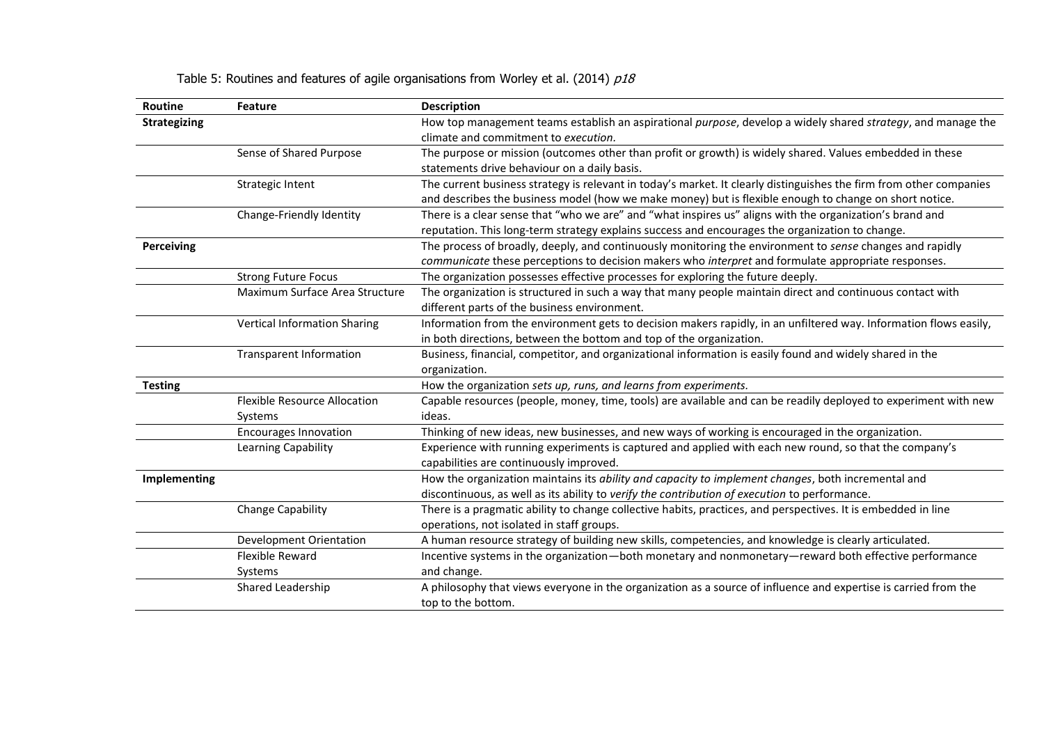Table 5: Routines and features of agile organisations from Worley et al. (2014) *p18*

| Routine | Feature | Description |
|---|---|---|
| **Strategizing** | | How top management teams establish an aspirational *purpose*, develop a widely shared *strategy*, and manage the climate and commitment to *execution*. |
| | Sense of Shared Purpose | The purpose or mission (outcomes other than profit or growth) is widely shared. Values embedded in these statements drive behaviour on a daily basis. |
| | Strategic Intent | The current business strategy is relevant in today's market. It clearly distinguishes the firm from other companies and describes the business model (how we make money) but is flexible enough to change on short notice. |
| | Change-Friendly Identity | There is a clear sense that "who we are" and "what inspires us" aligns with the organization's brand and reputation. This long-term strategy explains success and encourages the organization to change. |
| **Perceiving** | | The process of broadly, deeply, and continuously monitoring the environment to *sense* changes and rapidly *communicate* these perceptions to decision makers who *interpret* and formulate appropriate responses. |
| | Strong Future Focus | The organization possesses effective processes for exploring the future deeply. |
| | Maximum Surface Area Structure | The organization is structured in such a way that many people maintain direct and continuous contact with different parts of the business environment. |
| | Vertical Information Sharing | Information from the environment gets to decision makers rapidly, in an unfiltered way. Information flows easily, in both directions, between the bottom and top of the organization. |
| | Transparent Information | Business, financial, competitor, and organizational information is easily found and widely shared in the organization. |
| **Testing** | | How the organization *sets up, runs, and learns from experiments.* |
| | Flexible Resource Allocation Systems | Capable resources (people, money, time, tools) are available and can be readily deployed to experiment with new ideas. |
| | Encourages Innovation | Thinking of new ideas, new businesses, and new ways of working is encouraged in the organization. |
| | Learning Capability | Experience with running experiments is captured and applied with each new round, so that the company's capabilities are continuously improved. |
| **Implementing** | | How the organization maintains its *ability and capacity to implement changes*, both incremental and discontinuous, as well as its ability to *verify the contribution of execution* to performance. |
| | Change Capability | There is a pragmatic ability to change collective habits, practices, and perspectives. It is embedded in line operations, not isolated in staff groups. |
| | Development Orientation | A human resource strategy of building new skills, competencies, and knowledge is clearly articulated. |
| | Flexible Reward Systems | Incentive systems in the organization—both monetary and nonmonetary—reward both effective performance and change. |
| | Shared Leadership | A philosophy that views everyone in the organization as a source of influence and expertise is carried from the top to the bottom. |